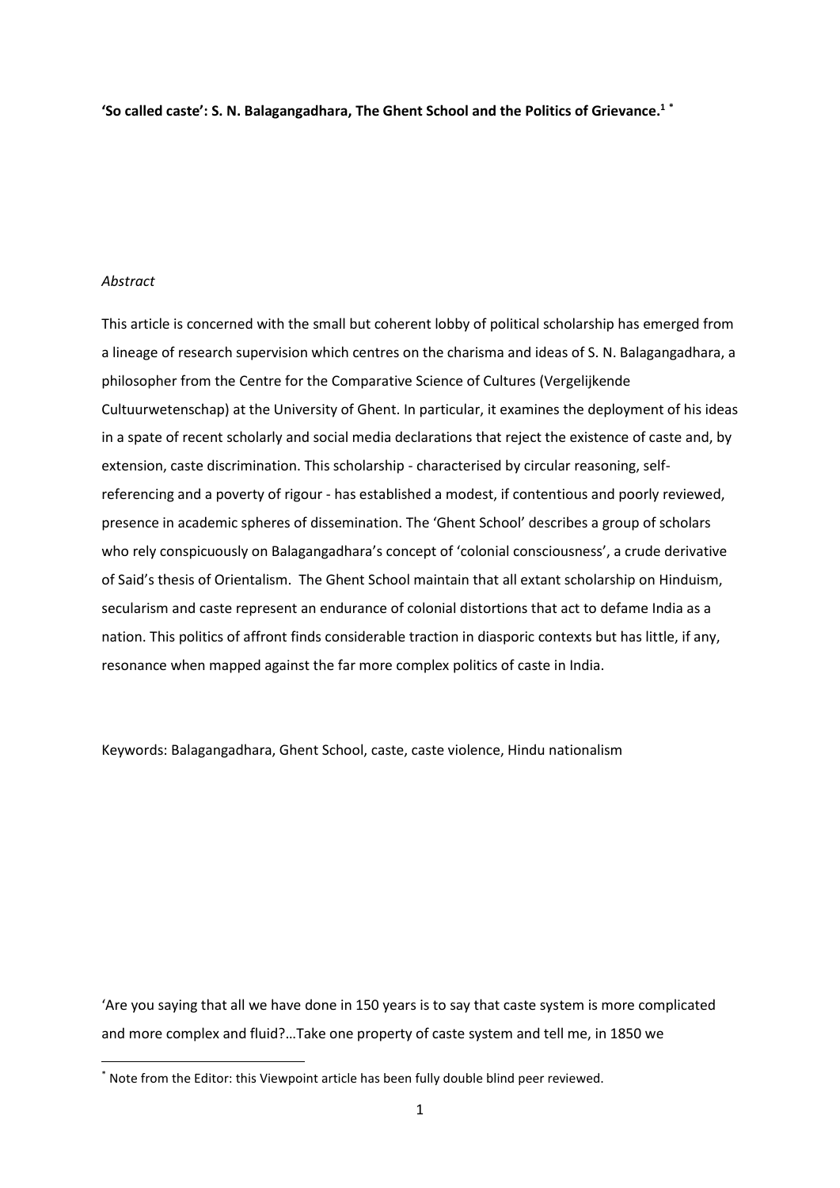**'So called caste': S. N. Balagangadhara, The Ghent School and the Politics of Grievance.[1] [*]**

*Abstract*

This article is concerned with the small but coherent lobby of political scholarship has emerged from a lineage of research supervision which centres on the charisma and ideas of S. N. Balagangadhara, a philosopher from the Centre for the Comparative Science of Cultures (Vergelijkende Cultuurwetenschap) at the University of Ghent. In particular, it examines the deployment of his ideas in a spate of recent scholarly and social media declarations that reject the existence of caste and, by extension, caste discrimination. This scholarship - characterised by circular reasoning, self-referencing and a poverty of rigour - has established a modest, if contentious and poorly reviewed, presence in academic spheres of dissemination. The 'Ghent School' describes a group of scholars who rely conspicuously on Balagangadhara's concept of 'colonial consciousness', a crude derivative of Said's thesis of Orientalism. The Ghent School maintain that all extant scholarship on Hinduism, secularism and caste represent an endurance of colonial distortions that act to defame India as a nation. This politics of affront finds considerable traction in diasporic contexts but has little, if any, resonance when mapped against the far more complex politics of caste in India.

Keywords: Balagangadhara, Ghent School, caste, caste violence, Hindu nationalism

'Are you saying that all we have done in 150 years is to say that caste system is more complicated and more complex and fluid?…Take one property of caste system and tell me, in 1850 we

[*] Note from the Editor: this Viewpoint article has been fully double blind peer reviewed.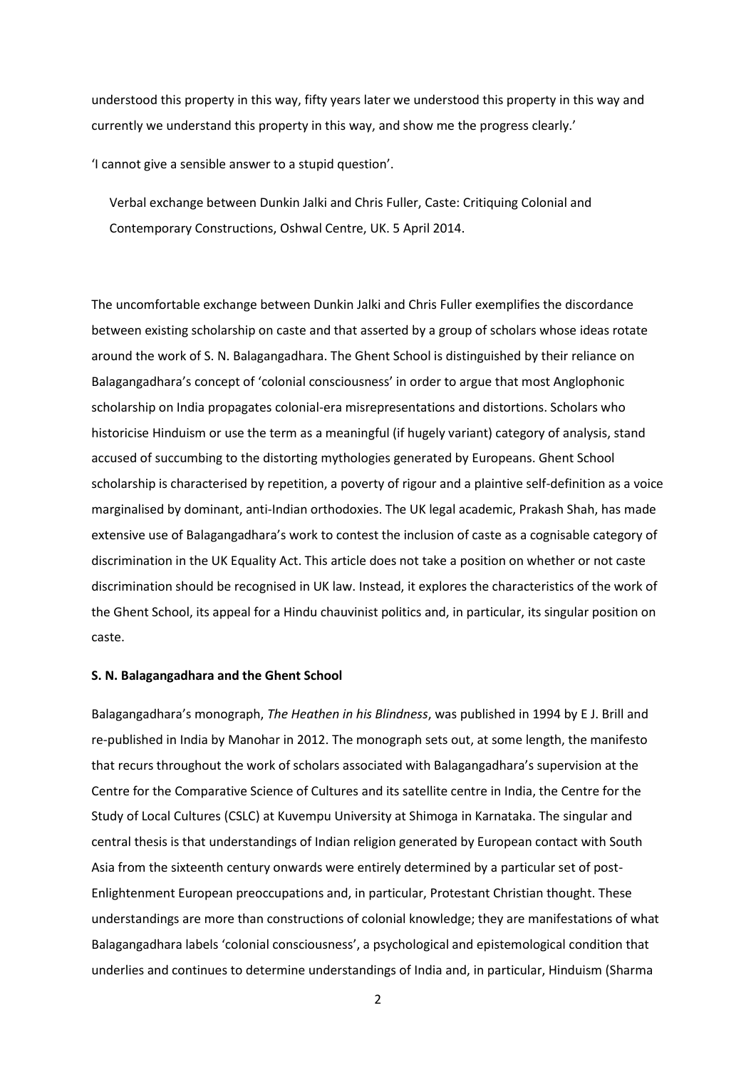understood this property in this way, fifty years later we understood this property in this way and currently we understand this property in this way, and show me the progress clearly.'

'I cannot give a sensible answer to a stupid question'.

> Verbal exchange between Dunkin Jalki and Chris Fuller, Caste: Critiquing Colonial and Contemporary Constructions, Oshwal Centre, UK. 5 April 2014.

The uncomfortable exchange between Dunkin Jalki and Chris Fuller exemplifies the discordance between existing scholarship on caste and that asserted by a group of scholars whose ideas rotate around the work of S. N. Balagangadhara. The Ghent School is distinguished by their reliance on Balagangadhara's concept of 'colonial consciousness' in order to argue that most Anglophonic scholarship on India propagates colonial-era misrepresentations and distortions. Scholars who historicise Hinduism or use the term as a meaningful (if hugely variant) category of analysis, stand accused of succumbing to the distorting mythologies generated by Europeans. Ghent School scholarship is characterised by repetition, a poverty of rigour and a plaintive self-definition as a voice marginalised by dominant, anti-Indian orthodoxies. The UK legal academic, Prakash Shah, has made extensive use of Balagangadhara's work to contest the inclusion of caste as a cognisable category of discrimination in the UK Equality Act. This article does not take a position on whether or not caste discrimination should be recognised in UK law. Instead, it explores the characteristics of the work of the Ghent School, its appeal for a Hindu chauvinist politics and, in particular, its singular position on caste.

**S. N. Balagangadhara and the Ghent School**

Balagangadhara's monograph, *The Heathen in his Blindness*, was published in 1994 by E J. Brill and re-published in India by Manohar in 2012. The monograph sets out, at some length, the manifesto that recurs throughout the work of scholars associated with Balagangadhara's supervision at the Centre for the Comparative Science of Cultures and its satellite centre in India, the Centre for the Study of Local Cultures (CSLC) at Kuvempu University at Shimoga in Karnataka. The singular and central thesis is that understandings of Indian religion generated by European contact with South Asia from the sixteenth century onwards were entirely determined by a particular set of post-Enlightenment European preoccupations and, in particular, Protestant Christian thought. These understandings are more than constructions of colonial knowledge; they are manifestations of what Balagangadhara labels 'colonial consciousness', a psychological and epistemological condition that underlies and continues to determine understandings of India and, in particular, Hinduism (Sharma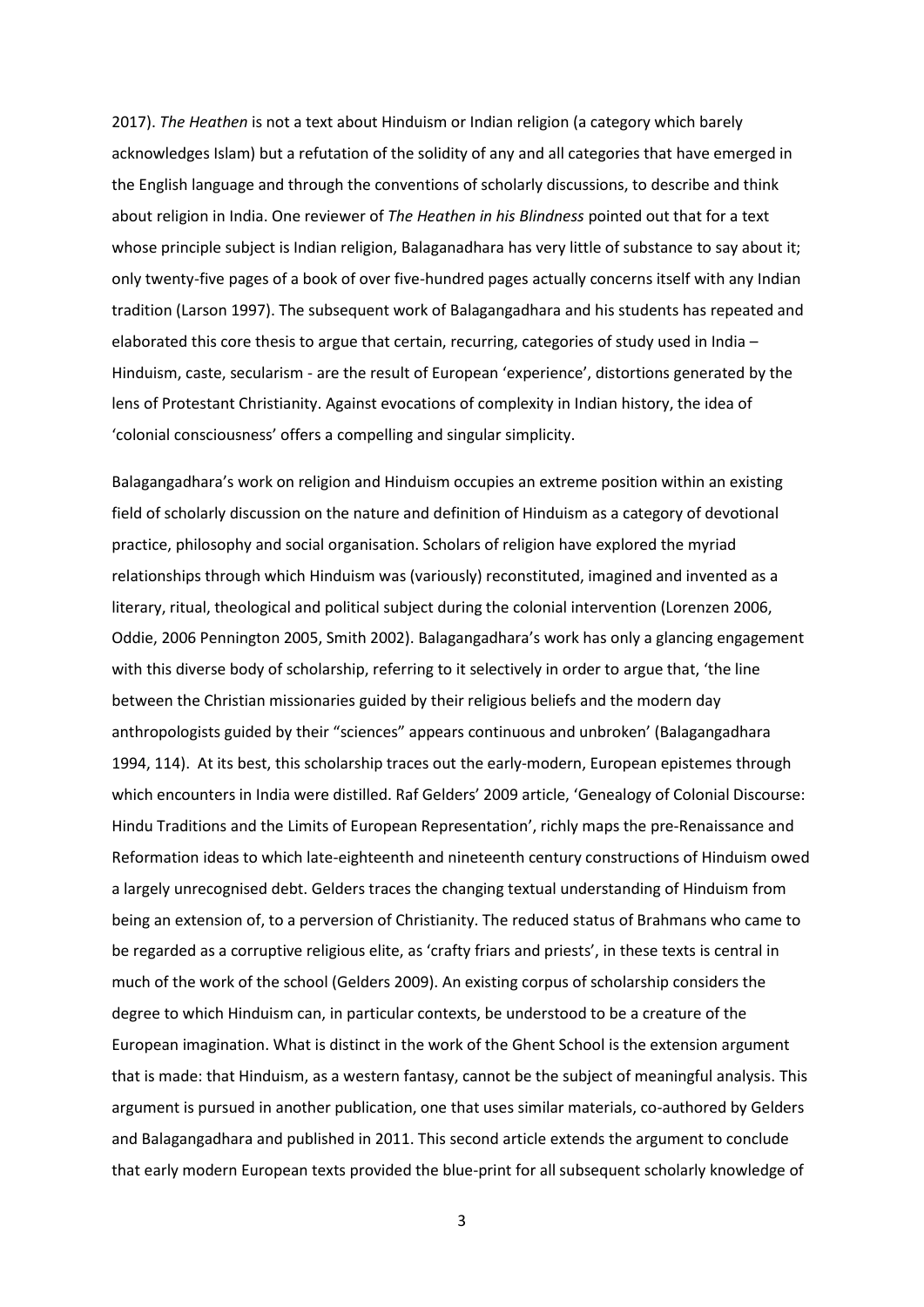2017). *The Heathen* is not a text about Hinduism or Indian religion (a category which barely acknowledges Islam) but a refutation of the solidity of any and all categories that have emerged in the English language and through the conventions of scholarly discussions, to describe and think about religion in India. One reviewer of *The Heathen in his Blindness* pointed out that for a text whose principle subject is Indian religion, Balaganadhara has very little of substance to say about it; only twenty-five pages of a book of over five-hundred pages actually concerns itself with any Indian tradition (Larson 1997). The subsequent work of Balagangadhara and his students has repeated and elaborated this core thesis to argue that certain, recurring, categories of study used in India – Hinduism, caste, secularism - are the result of European 'experience', distortions generated by the lens of Protestant Christianity. Against evocations of complexity in Indian history, the idea of 'colonial consciousness' offers a compelling and singular simplicity.

Balagangadhara's work on religion and Hinduism occupies an extreme position within an existing field of scholarly discussion on the nature and definition of Hinduism as a category of devotional practice, philosophy and social organisation. Scholars of religion have explored the myriad relationships through which Hinduism was (variously) reconstituted, imagined and invented as a literary, ritual, theological and political subject during the colonial intervention (Lorenzen 2006, Oddie, 2006 Pennington 2005, Smith 2002). Balagangadhara's work has only a glancing engagement with this diverse body of scholarship, referring to it selectively in order to argue that, 'the line between the Christian missionaries guided by their religious beliefs and the modern day anthropologists guided by their "sciences" appears continuous and unbroken' (Balagangadhara 1994, 114). At its best, this scholarship traces out the early-modern, European epistemes through which encounters in India were distilled. Raf Gelders' 2009 article, 'Genealogy of Colonial Discourse: Hindu Traditions and the Limits of European Representation', richly maps the pre-Renaissance and Reformation ideas to which late-eighteenth and nineteenth century constructions of Hinduism owed a largely unrecognised debt. Gelders traces the changing textual understanding of Hinduism from being an extension of, to a perversion of Christianity. The reduced status of Brahmans who came to be regarded as a corruptive religious elite, as 'crafty friars and priests', in these texts is central in much of the work of the school (Gelders 2009). An existing corpus of scholarship considers the degree to which Hinduism can, in particular contexts, be understood to be a creature of the European imagination. What is distinct in the work of the Ghent School is the extension argument that is made: that Hinduism, as a western fantasy, cannot be the subject of meaningful analysis. This argument is pursued in another publication, one that uses similar materials, co-authored by Gelders and Balagangadhara and published in 2011. This second article extends the argument to conclude that early modern European texts provided the blue-print for all subsequent scholarly knowledge of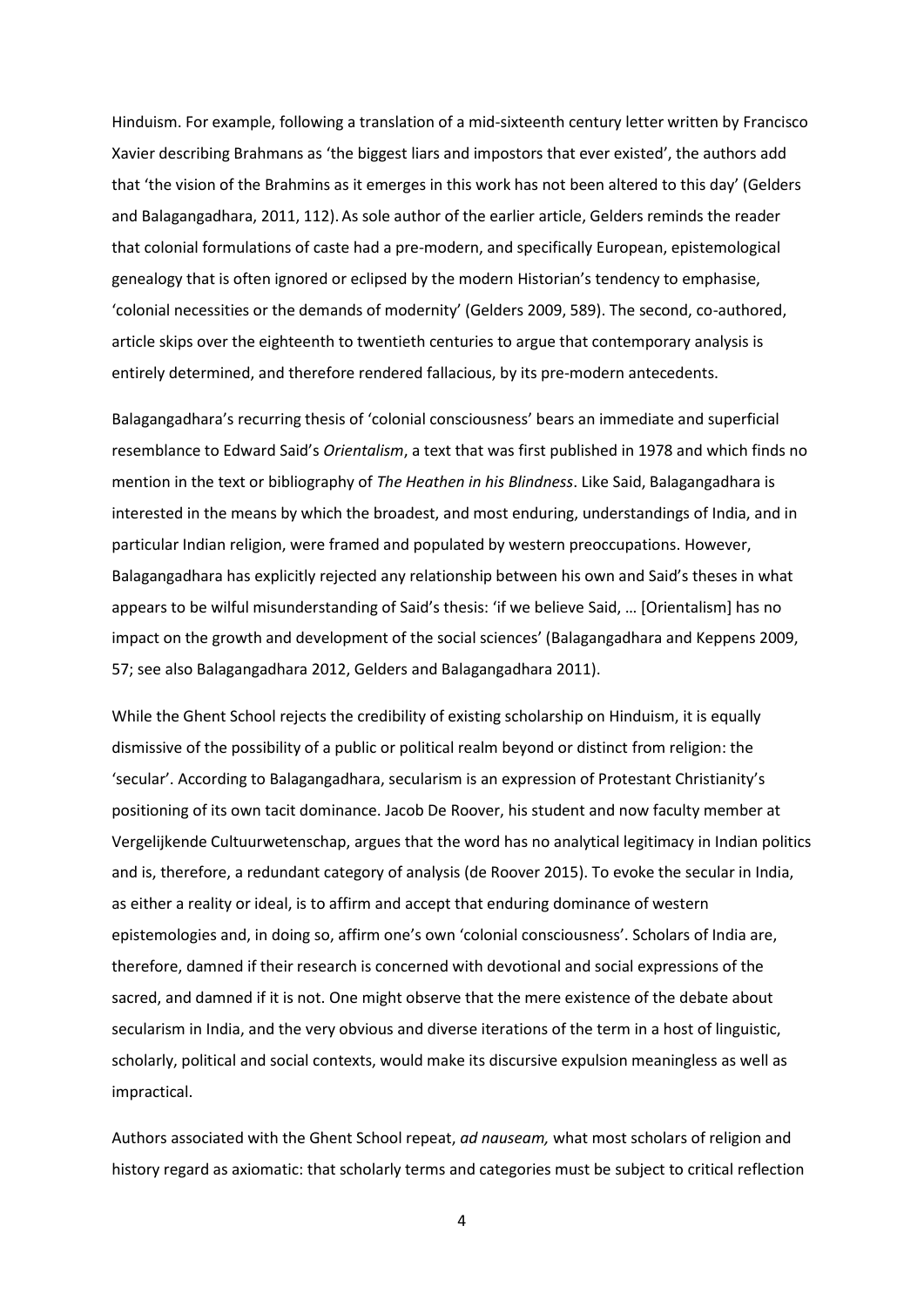Hinduism. For example, following a translation of a mid-sixteenth century letter written by Francisco Xavier describing Brahmans as 'the biggest liars and impostors that ever existed', the authors add that 'the vision of the Brahmins as it emerges in this work has not been altered to this day' (Gelders and Balagangadhara, 2011, 112). As sole author of the earlier article, Gelders reminds the reader that colonial formulations of caste had a pre-modern, and specifically European, epistemological genealogy that is often ignored or eclipsed by the modern Historian's tendency to emphasise, 'colonial necessities or the demands of modernity' (Gelders 2009, 589). The second, co-authored, article skips over the eighteenth to twentieth centuries to argue that contemporary analysis is entirely determined, and therefore rendered fallacious, by its pre-modern antecedents.

Balagangadhara's recurring thesis of 'colonial consciousness' bears an immediate and superficial resemblance to Edward Said's *Orientalism*, a text that was first published in 1978 and which finds no mention in the text or bibliography of *The Heathen in his Blindness*. Like Said, Balagangadhara is interested in the means by which the broadest, and most enduring, understandings of India, and in particular Indian religion, were framed and populated by western preoccupations. However, Balagangadhara has explicitly rejected any relationship between his own and Said's theses in what appears to be wilful misunderstanding of Said's thesis: 'if we believe Said, … [Orientalism] has no impact on the growth and development of the social sciences' (Balagangadhara and Keppens 2009, 57; see also Balagangadhara 2012, Gelders and Balagangadhara 2011).

While the Ghent School rejects the credibility of existing scholarship on Hinduism, it is equally dismissive of the possibility of a public or political realm beyond or distinct from religion: the 'secular'. According to Balagangadhara, secularism is an expression of Protestant Christianity's positioning of its own tacit dominance. Jacob De Roover, his student and now faculty member at Vergelijkende Cultuurwetenschap, argues that the word has no analytical legitimacy in Indian politics and is, therefore, a redundant category of analysis (de Roover 2015). To evoke the secular in India, as either a reality or ideal, is to affirm and accept that enduring dominance of western epistemologies and, in doing so, affirm one's own 'colonial consciousness'. Scholars of India are, therefore, damned if their research is concerned with devotional and social expressions of the sacred, and damned if it is not. One might observe that the mere existence of the debate about secularism in India, and the very obvious and diverse iterations of the term in a host of linguistic, scholarly, political and social contexts, would make its discursive expulsion meaningless as well as impractical.

Authors associated with the Ghent School repeat, *ad nauseam,* what most scholars of religion and history regard as axiomatic: that scholarly terms and categories must be subject to critical reflection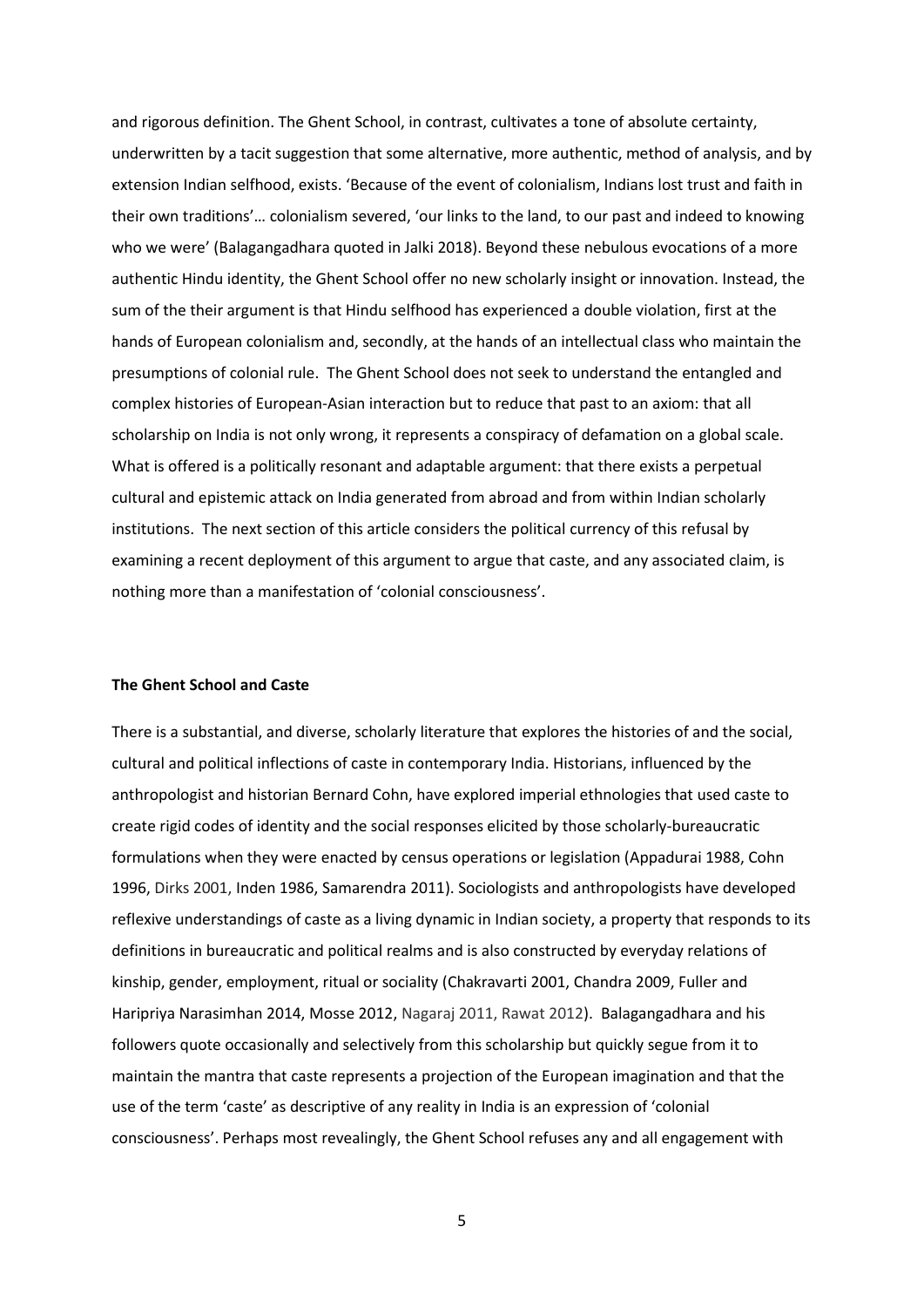and rigorous definition. The Ghent School, in contrast, cultivates a tone of absolute certainty, underwritten by a tacit suggestion that some alternative, more authentic, method of analysis, and by extension Indian selfhood, exists. 'Because of the event of colonialism, Indians lost trust and faith in their own traditions'… colonialism severed, 'our links to the land, to our past and indeed to knowing who we were' (Balagangadhara quoted in Jalki 2018). Beyond these nebulous evocations of a more authentic Hindu identity, the Ghent School offer no new scholarly insight or innovation. Instead, the sum of the their argument is that Hindu selfhood has experienced a double violation, first at the hands of European colonialism and, secondly, at the hands of an intellectual class who maintain the presumptions of colonial rule. The Ghent School does not seek to understand the entangled and complex histories of European-Asian interaction but to reduce that past to an axiom: that all scholarship on India is not only wrong, it represents a conspiracy of defamation on a global scale. What is offered is a politically resonant and adaptable argument: that there exists a perpetual cultural and epistemic attack on India generated from abroad and from within Indian scholarly institutions. The next section of this article considers the political currency of this refusal by examining a recent deployment of this argument to argue that caste, and any associated claim, is nothing more than a manifestation of 'colonial consciousness'.

**The Ghent School and Caste**

There is a substantial, and diverse, scholarly literature that explores the histories of and the social, cultural and political inflections of caste in contemporary India. Historians, influenced by the anthropologist and historian Bernard Cohn, have explored imperial ethnologies that used caste to create rigid codes of identity and the social responses elicited by those scholarly-bureaucratic formulations when they were enacted by census operations or legislation (Appadurai 1988, Cohn 1996, Dirks 2001, Inden 1986, Samarendra 2011). Sociologists and anthropologists have developed reflexive understandings of caste as a living dynamic in Indian society, a property that responds to its definitions in bureaucratic and political realms and is also constructed by everyday relations of kinship, gender, employment, ritual or sociality (Chakravarti 2001, Chandra 2009, Fuller and Haripriya Narasimhan 2014, Mosse 2012, Nagaraj 2011, Rawat 2012). Balagangadhara and his followers quote occasionally and selectively from this scholarship but quickly segue from it to maintain the mantra that caste represents a projection of the European imagination and that the use of the term 'caste' as descriptive of any reality in India is an expression of 'colonial consciousness'. Perhaps most revealingly, the Ghent School refuses any and all engagement with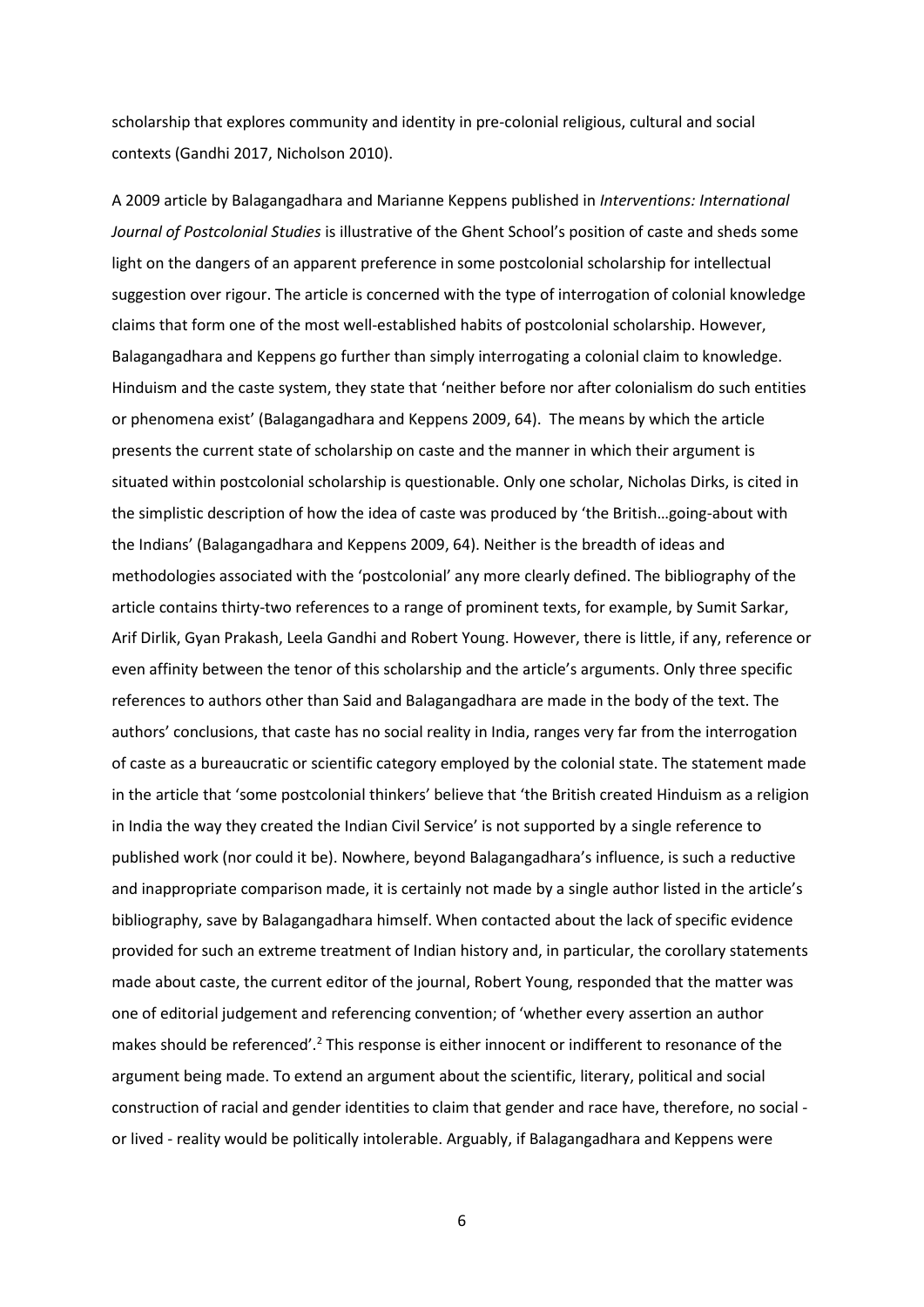scholarship that explores community and identity in pre-colonial religious, cultural and social contexts (Gandhi 2017, Nicholson 2010).

A 2009 article by Balagangadhara and Marianne Keppens published in *Interventions: International Journal of Postcolonial Studies* is illustrative of the Ghent School's position of caste and sheds some light on the dangers of an apparent preference in some postcolonial scholarship for intellectual suggestion over rigour. The article is concerned with the type of interrogation of colonial knowledge claims that form one of the most well-established habits of postcolonial scholarship. However, Balagangadhara and Keppens go further than simply interrogating a colonial claim to knowledge. Hinduism and the caste system, they state that 'neither before nor after colonialism do such entities or phenomena exist' (Balagangadhara and Keppens 2009, 64). The means by which the article presents the current state of scholarship on caste and the manner in which their argument is situated within postcolonial scholarship is questionable. Only one scholar, Nicholas Dirks, is cited in the simplistic description of how the idea of caste was produced by 'the British…going-about with the Indians' (Balagangadhara and Keppens 2009, 64). Neither is the breadth of ideas and methodologies associated with the 'postcolonial' any more clearly defined. The bibliography of the article contains thirty-two references to a range of prominent texts, for example, by Sumit Sarkar, Arif Dirlik, Gyan Prakash, Leela Gandhi and Robert Young. However, there is little, if any, reference or even affinity between the tenor of this scholarship and the article's arguments. Only three specific references to authors other than Said and Balagangadhara are made in the body of the text. The authors' conclusions, that caste has no social reality in India, ranges very far from the interrogation of caste as a bureaucratic or scientific category employed by the colonial state. The statement made in the article that 'some postcolonial thinkers' believe that 'the British created Hinduism as a religion in India the way they created the Indian Civil Service' is not supported by a single reference to published work (nor could it be). Nowhere, beyond Balagangadhara's influence, is such a reductive and inappropriate comparison made, it is certainly not made by a single author listed in the article's bibliography, save by Balagangadhara himself. When contacted about the lack of specific evidence provided for such an extreme treatment of Indian history and, in particular, the corollary statements made about caste, the current editor of the journal, Robert Young, responded that the matter was one of editorial judgement and referencing convention; of 'whether every assertion an author makes should be referenced'.[2] This response is either innocent or indifferent to resonance of the argument being made. To extend an argument about the scientific, literary, political and social construction of racial and gender identities to claim that gender and race have, therefore, no social - or lived - reality would be politically intolerable. Arguably, if Balagangadhara and Keppens were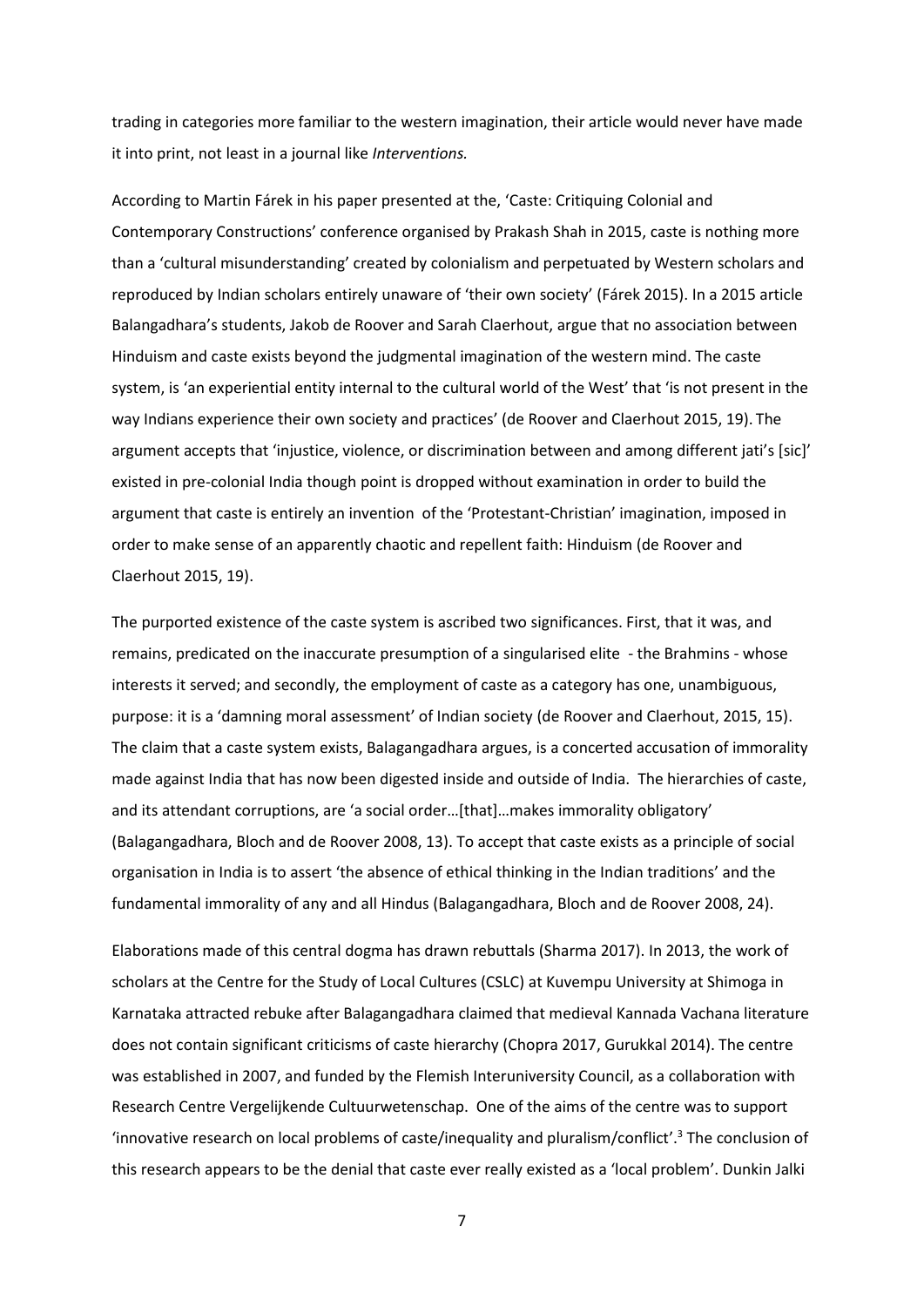trading in categories more familiar to the western imagination, their article would never have made it into print, not least in a journal like *Interventions.*

According to Martin Fárek in his paper presented at the, 'Caste: Critiquing Colonial and Contemporary Constructions' conference organised by Prakash Shah in 2015, caste is nothing more than a 'cultural misunderstanding' created by colonialism and perpetuated by Western scholars and reproduced by Indian scholars entirely unaware of 'their own society' (Fárek 2015). In a 2015 article Balangadhara's students, Jakob de Roover and Sarah Claerhout, argue that no association between Hinduism and caste exists beyond the judgmental imagination of the western mind. The caste system, is 'an experiential entity internal to the cultural world of the West' that 'is not present in the way Indians experience their own society and practices' (de Roover and Claerhout 2015, 19). The argument accepts that 'injustice, violence, or discrimination between and among different jati's [sic]' existed in pre-colonial India though point is dropped without examination in order to build the argument that caste is entirely an invention of the 'Protestant-Christian' imagination, imposed in order to make sense of an apparently chaotic and repellent faith: Hinduism (de Roover and Claerhout 2015, 19).

The purported existence of the caste system is ascribed two significances. First, that it was, and remains, predicated on the inaccurate presumption of a singularised elite - the Brahmins - whose interests it served; and secondly, the employment of caste as a category has one, unambiguous, purpose: it is a 'damning moral assessment' of Indian society (de Roover and Claerhout, 2015, 15). The claim that a caste system exists, Balagangadhara argues, is a concerted accusation of immorality made against India that has now been digested inside and outside of India. The hierarchies of caste, and its attendant corruptions, are 'a social order…[that]…makes immorality obligatory' (Balagangadhara, Bloch and de Roover 2008, 13). To accept that caste exists as a principle of social organisation in India is to assert 'the absence of ethical thinking in the Indian traditions' and the fundamental immorality of any and all Hindus (Balagangadhara, Bloch and de Roover 2008, 24).

Elaborations made of this central dogma has drawn rebuttals (Sharma 2017). In 2013, the work of scholars at the Centre for the Study of Local Cultures (CSLC) at Kuvempu University at Shimoga in Karnataka attracted rebuke after Balagangadhara claimed that medieval Kannada Vachana literature does not contain significant criticisms of caste hierarchy (Chopra 2017, Gurukkal 2014). The centre was established in 2007, and funded by the Flemish Interuniversity Council, as a collaboration with Research Centre Vergelijkende Cultuurwetenschap. One of the aims of the centre was to support 'innovative research on local problems of caste/inequality and pluralism/conflict'.[3] The conclusion of this research appears to be the denial that caste ever really existed as a 'local problem'. Dunkin Jalki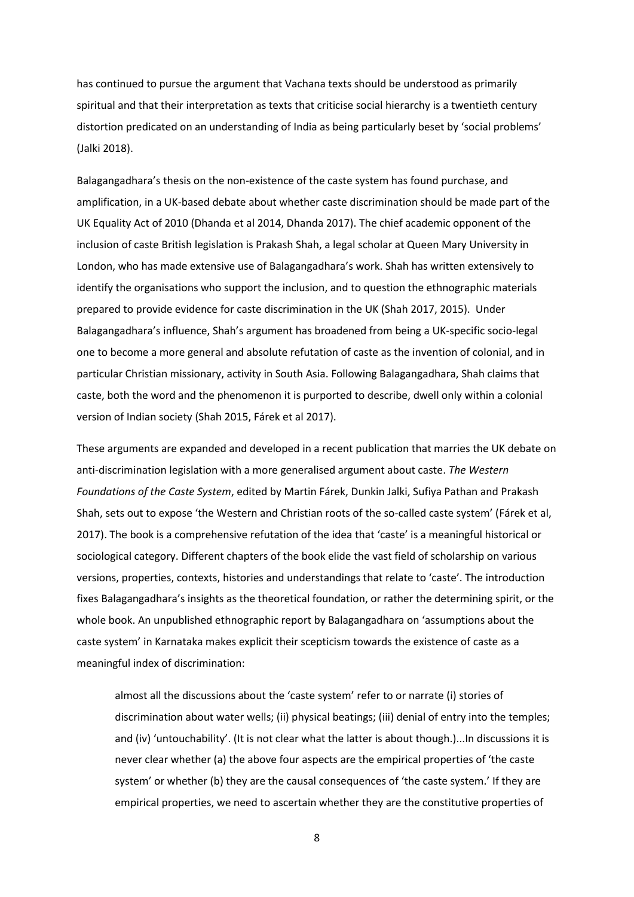has continued to pursue the argument that Vachana texts should be understood as primarily spiritual and that their interpretation as texts that criticise social hierarchy is a twentieth century distortion predicated on an understanding of India as being particularly beset by 'social problems' (Jalki 2018).

Balagangadhara's thesis on the non-existence of the caste system has found purchase, and amplification, in a UK-based debate about whether caste discrimination should be made part of the UK Equality Act of 2010 (Dhanda et al 2014, Dhanda 2017). The chief academic opponent of the inclusion of caste British legislation is Prakash Shah, a legal scholar at Queen Mary University in London, who has made extensive use of Balagangadhara's work. Shah has written extensively to identify the organisations who support the inclusion, and to question the ethnographic materials prepared to provide evidence for caste discrimination in the UK (Shah 2017, 2015). Under Balagangadhara's influence, Shah's argument has broadened from being a UK-specific socio-legal one to become a more general and absolute refutation of caste as the invention of colonial, and in particular Christian missionary, activity in South Asia. Following Balagangadhara, Shah claims that caste, both the word and the phenomenon it is purported to describe, dwell only within a colonial version of Indian society (Shah 2015, Fárek et al 2017).

These arguments are expanded and developed in a recent publication that marries the UK debate on anti-discrimination legislation with a more generalised argument about caste. *The Western Foundations of the Caste System*, edited by Martin Fárek, Dunkin Jalki, Sufiya Pathan and Prakash Shah, sets out to expose 'the Western and Christian roots of the so-called caste system' (Fárek et al, 2017). The book is a comprehensive refutation of the idea that 'caste' is a meaningful historical or sociological category. Different chapters of the book elide the vast field of scholarship on various versions, properties, contexts, histories and understandings that relate to 'caste'. The introduction fixes Balagangadhara's insights as the theoretical foundation, or rather the determining spirit, or the whole book. An unpublished ethnographic report by Balagangadhara on 'assumptions about the caste system' in Karnataka makes explicit their scepticism towards the existence of caste as a meaningful index of discrimination:

> almost all the discussions about the 'caste system' refer to or narrate (i) stories of discrimination about water wells; (ii) physical beatings; (iii) denial of entry into the temples; and (iv) 'untouchability'. (It is not clear what the latter is about though.)...In discussions it is never clear whether (a) the above four aspects are the empirical properties of 'the caste system' or whether (b) they are the causal consequences of 'the caste system.' If they are empirical properties, we need to ascertain whether they are the constitutive properties of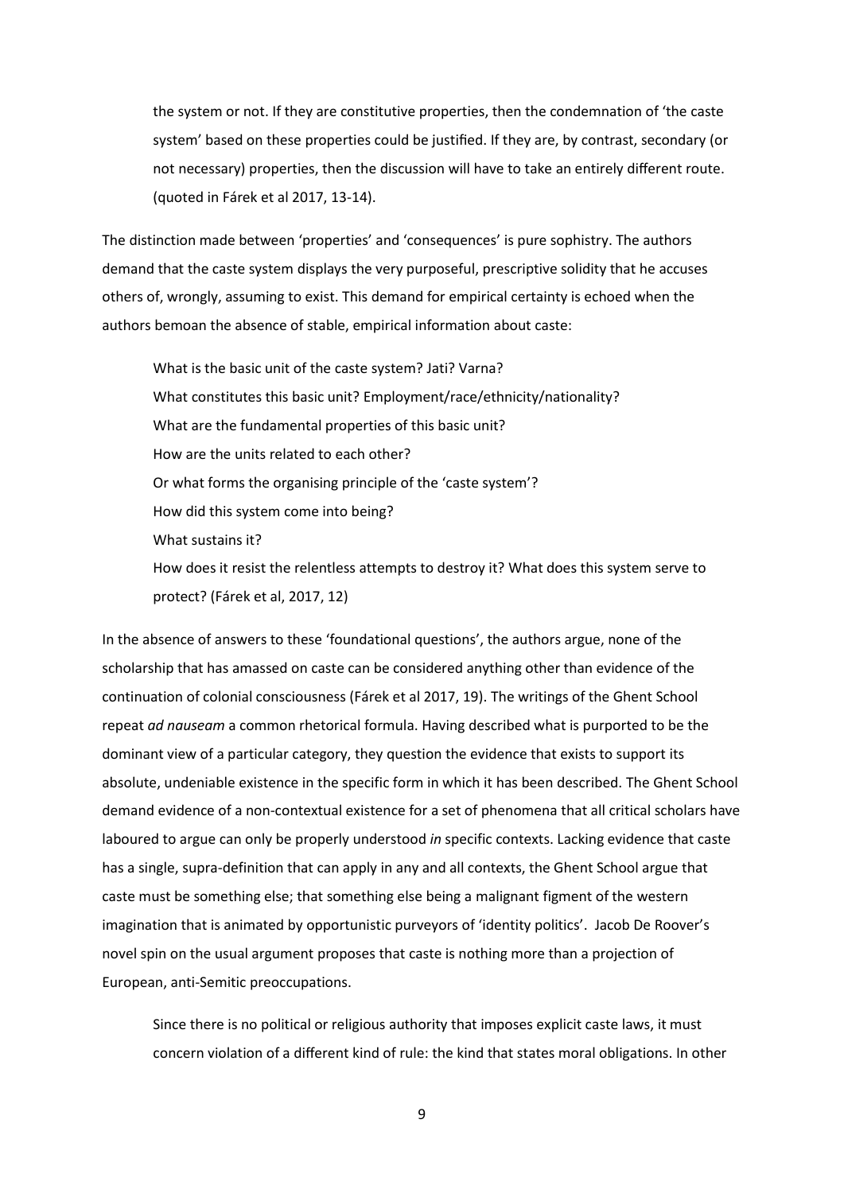> the system or not. If they are constitutive properties, then the condemnation of 'the caste system' based on these properties could be justified. If they are, by contrast, secondary (or not necessary) properties, then the discussion will have to take an entirely different route. (quoted in Fárek et al 2017, 13-14).

The distinction made between 'properties' and 'consequences' is pure sophistry. The authors demand that the caste system displays the very purposeful, prescriptive solidity that he accuses others of, wrongly, assuming to exist. This demand for empirical certainty is echoed when the authors bemoan the absence of stable, empirical information about caste:

> What is the basic unit of the caste system? Jati? Varna?
> What constitutes this basic unit? Employment/race/ethnicity/nationality?
> What are the fundamental properties of this basic unit?
> How are the units related to each other?
> Or what forms the organising principle of the 'caste system'?
> How did this system come into being?
> What sustains it?
> How does it resist the relentless attempts to destroy it? What does this system serve to protect? (Fárek et al, 2017, 12)

In the absence of answers to these 'foundational questions', the authors argue, none of the scholarship that has amassed on caste can be considered anything other than evidence of the continuation of colonial consciousness (Fárek et al 2017, 19). The writings of the Ghent School repeat *ad nauseam* a common rhetorical formula. Having described what is purported to be the dominant view of a particular category, they question the evidence that exists to support its absolute, undeniable existence in the specific form in which it has been described. The Ghent School demand evidence of a non-contextual existence for a set of phenomena that all critical scholars have laboured to argue can only be properly understood *in* specific contexts. Lacking evidence that caste has a single, supra-definition that can apply in any and all contexts, the Ghent School argue that caste must be something else; that something else being a malignant figment of the western imagination that is animated by opportunistic purveyors of 'identity politics'. Jacob De Roover's novel spin on the usual argument proposes that caste is nothing more than a projection of European, anti-Semitic preoccupations.

> Since there is no political or religious authority that imposes explicit caste laws, it must concern violation of a different kind of rule: the kind that states moral obligations. In other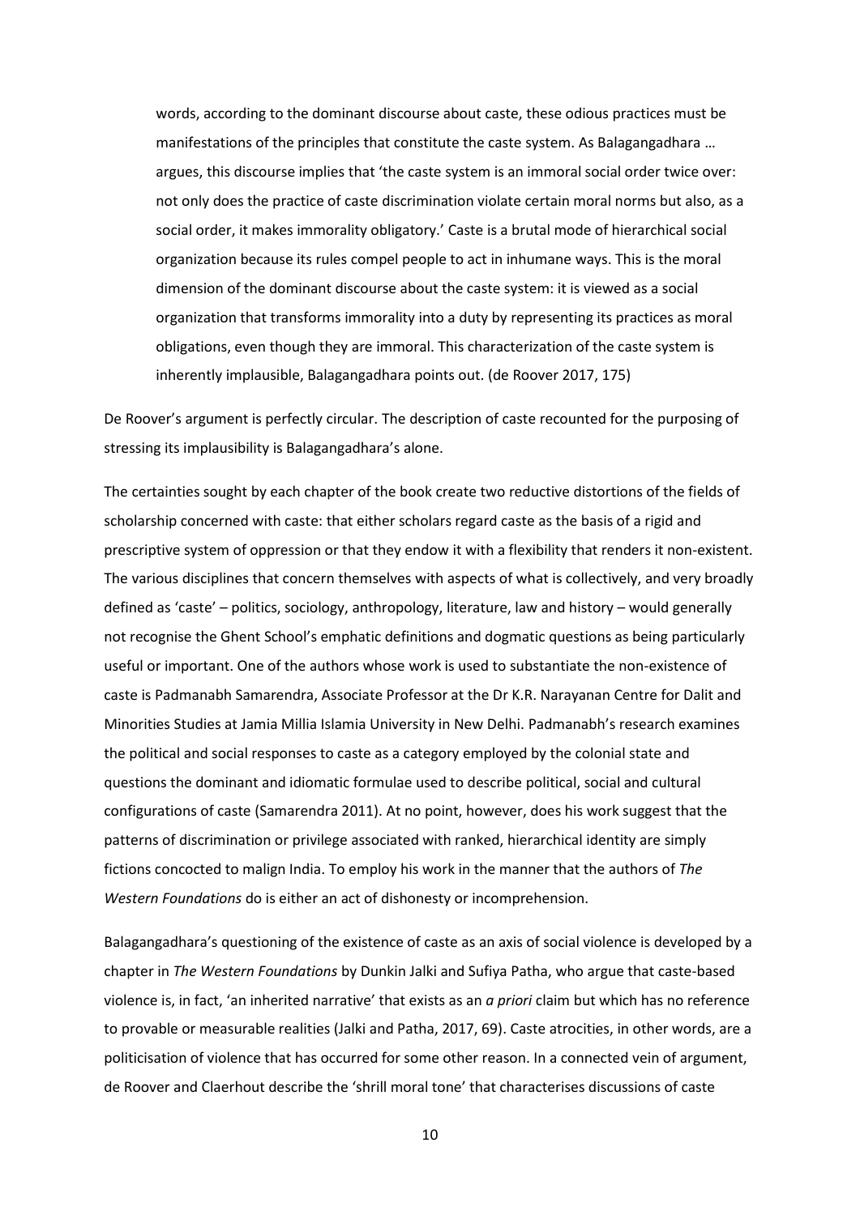> words, according to the dominant discourse about caste, these odious practices must be manifestations of the principles that constitute the caste system. As Balagangadhara … argues, this discourse implies that 'the caste system is an immoral social order twice over: not only does the practice of caste discrimination violate certain moral norms but also, as a social order, it makes immorality obligatory.' Caste is a brutal mode of hierarchical social organization because its rules compel people to act in inhumane ways. This is the moral dimension of the dominant discourse about the caste system: it is viewed as a social organization that transforms immorality into a duty by representing its practices as moral obligations, even though they are immoral. This characterization of the caste system is inherently implausible, Balagangadhara points out. (de Roover 2017, 175)

De Roover's argument is perfectly circular. The description of caste recounted for the purposing of stressing its implausibility is Balagangadhara's alone.

The certainties sought by each chapter of the book create two reductive distortions of the fields of scholarship concerned with caste: that either scholars regard caste as the basis of a rigid and prescriptive system of oppression or that they endow it with a flexibility that renders it non-existent. The various disciplines that concern themselves with aspects of what is collectively, and very broadly defined as 'caste' – politics, sociology, anthropology, literature, law and history – would generally not recognise the Ghent School's emphatic definitions and dogmatic questions as being particularly useful or important. One of the authors whose work is used to substantiate the non-existence of caste is Padmanabh Samarendra, Associate Professor at the Dr K.R. Narayanan Centre for Dalit and Minorities Studies at Jamia Millia Islamia University in New Delhi. Padmanabh's research examines the political and social responses to caste as a category employed by the colonial state and questions the dominant and idiomatic formulae used to describe political, social and cultural configurations of caste (Samarendra 2011). At no point, however, does his work suggest that the patterns of discrimination or privilege associated with ranked, hierarchical identity are simply fictions concocted to malign India. To employ his work in the manner that the authors of *The Western Foundations* do is either an act of dishonesty or incomprehension.

Balagangadhara's questioning of the existence of caste as an axis of social violence is developed by a chapter in *The Western Foundations* by Dunkin Jalki and Sufiya Patha, who argue that caste-based violence is, in fact, 'an inherited narrative' that exists as an *a priori* claim but which has no reference to provable or measurable realities (Jalki and Patha, 2017, 69). Caste atrocities, in other words, are a politicisation of violence that has occurred for some other reason. In a connected vein of argument, de Roover and Claerhout describe the 'shrill moral tone' that characterises discussions of caste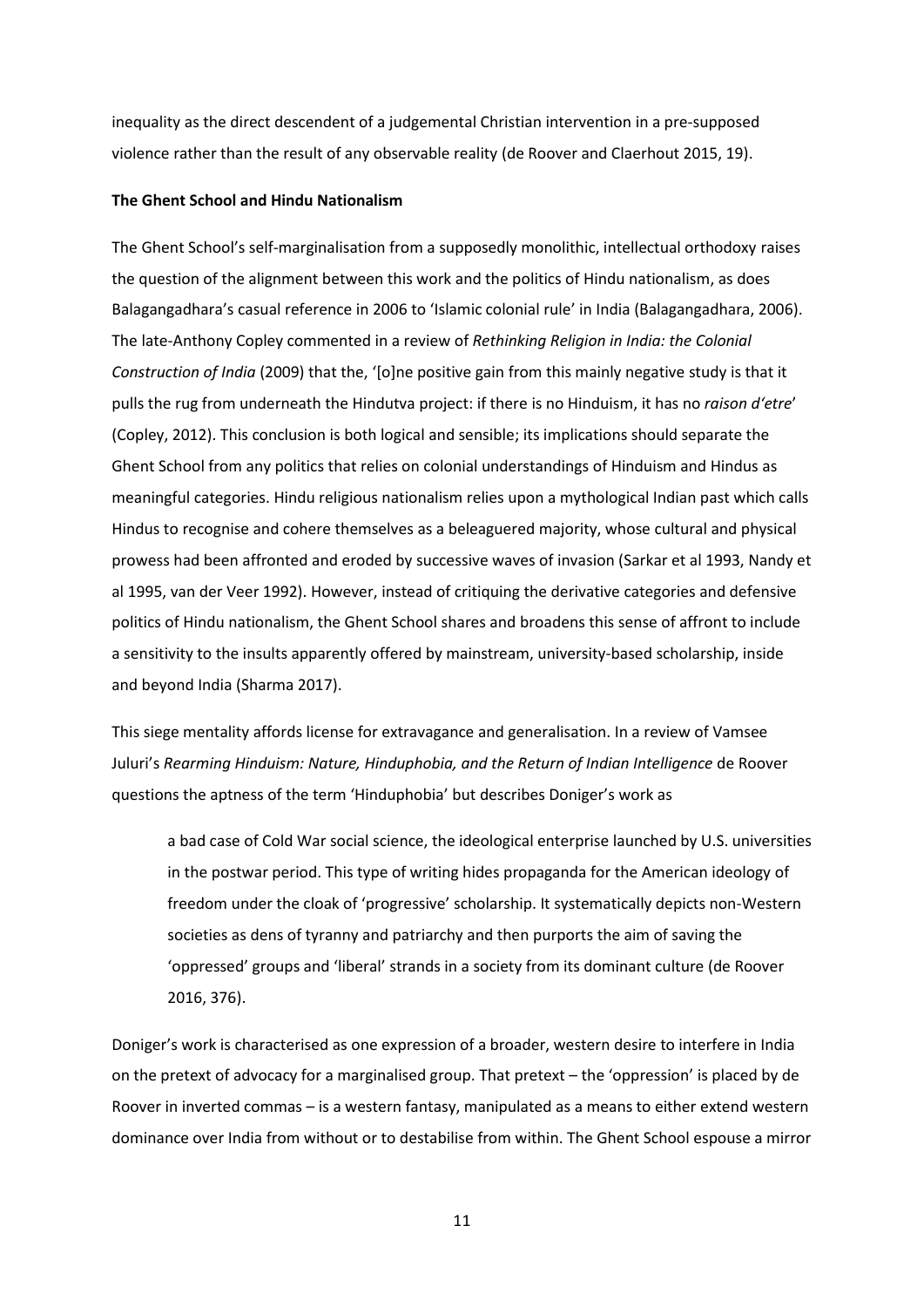inequality as the direct descendent of a judgemental Christian intervention in a pre-supposed violence rather than the result of any observable reality (de Roover and Claerhout 2015, 19).

**The Ghent School and Hindu Nationalism**

The Ghent School's self-marginalisation from a supposedly monolithic, intellectual orthodoxy raises the question of the alignment between this work and the politics of Hindu nationalism, as does Balagangadhara's casual reference in 2006 to 'Islamic colonial rule' in India (Balagangadhara, 2006). The late-Anthony Copley commented in a review of *Rethinking Religion in India: the Colonial Construction of India* (2009) that the, '[o]ne positive gain from this mainly negative study is that it pulls the rug from underneath the Hindutva project: if there is no Hinduism, it has no *raison d'etre*' (Copley, 2012). This conclusion is both logical and sensible; its implications should separate the Ghent School from any politics that relies on colonial understandings of Hinduism and Hindus as meaningful categories. Hindu religious nationalism relies upon a mythological Indian past which calls Hindus to recognise and cohere themselves as a beleaguered majority, whose cultural and physical prowess had been affronted and eroded by successive waves of invasion (Sarkar et al 1993, Nandy et al 1995, van der Veer 1992). However, instead of critiquing the derivative categories and defensive politics of Hindu nationalism, the Ghent School shares and broadens this sense of affront to include a sensitivity to the insults apparently offered by mainstream, university-based scholarship, inside and beyond India (Sharma 2017).

This siege mentality affords license for extravagance and generalisation. In a review of Vamsee Juluri's *Rearming Hinduism: Nature, Hinduphobia, and the Return of Indian Intelligence* de Roover questions the aptness of the term 'Hinduphobia' but describes Doniger's work as

> a bad case of Cold War social science, the ideological enterprise launched by U.S. universities in the postwar period. This type of writing hides propaganda for the American ideology of freedom under the cloak of 'progressive' scholarship. It systematically depicts non-Western societies as dens of tyranny and patriarchy and then purports the aim of saving the 'oppressed' groups and 'liberal' strands in a society from its dominant culture (de Roover 2016, 376).

Doniger's work is characterised as one expression of a broader, western desire to interfere in India on the pretext of advocacy for a marginalised group. That pretext – the 'oppression' is placed by de Roover in inverted commas – is a western fantasy, manipulated as a means to either extend western dominance over India from without or to destabilise from within. The Ghent School espouse a mirror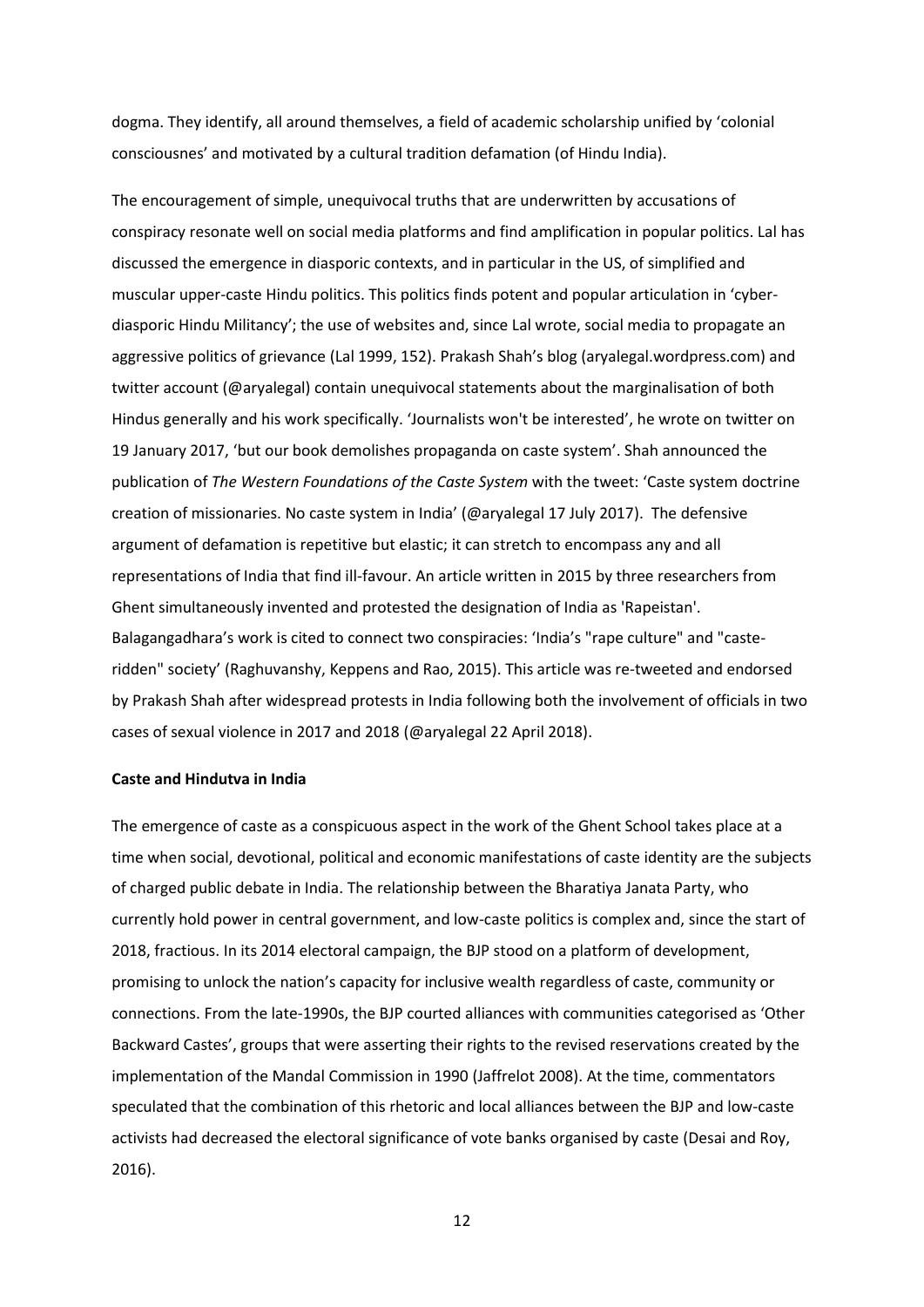dogma. They identify, all around themselves, a field of academic scholarship unified by 'colonial consciousnes' and motivated by a cultural tradition defamation (of Hindu India).

The encouragement of simple, unequivocal truths that are underwritten by accusations of conspiracy resonate well on social media platforms and find amplification in popular politics. Lal has discussed the emergence in diasporic contexts, and in particular in the US, of simplified and muscular upper-caste Hindu politics. This politics finds potent and popular articulation in 'cyber-diasporic Hindu Militancy'; the use of websites and, since Lal wrote, social media to propagate an aggressive politics of grievance (Lal 1999, 152). Prakash Shah's blog (aryalegal.wordpress.com) and twitter account (@aryalegal) contain unequivocal statements about the marginalisation of both Hindus generally and his work specifically. 'Journalists won't be interested', he wrote on twitter on 19 January 2017, 'but our book demolishes propaganda on caste system'. Shah announced the publication of *The Western Foundations of the Caste System* with the tweet: 'Caste system doctrine creation of missionaries. No caste system in India' (@aryalegal 17 July 2017). The defensive argument of defamation is repetitive but elastic; it can stretch to encompass any and all representations of India that find ill-favour. An article written in 2015 by three researchers from Ghent simultaneously invented and protested the designation of India as 'Rapeistan'. Balagangadhara's work is cited to connect two conspiracies: 'India's "rape culture" and "caste-ridden" society' (Raghuvanshy, Keppens and Rao, 2015). This article was re-tweeted and endorsed by Prakash Shah after widespread protests in India following both the involvement of officials in two cases of sexual violence in 2017 and 2018 (@aryalegal 22 April 2018).

**Caste and Hindutva in India**

The emergence of caste as a conspicuous aspect in the work of the Ghent School takes place at a time when social, devotional, political and economic manifestations of caste identity are the subjects of charged public debate in India. The relationship between the Bharatiya Janata Party, who currently hold power in central government, and low-caste politics is complex and, since the start of 2018, fractious. In its 2014 electoral campaign, the BJP stood on a platform of development, promising to unlock the nation's capacity for inclusive wealth regardless of caste, community or connections. From the late-1990s, the BJP courted alliances with communities categorised as 'Other Backward Castes', groups that were asserting their rights to the revised reservations created by the implementation of the Mandal Commission in 1990 (Jaffrelot 2008). At the time, commentators speculated that the combination of this rhetoric and local alliances between the BJP and low-caste activists had decreased the electoral significance of vote banks organised by caste (Desai and Roy, 2016).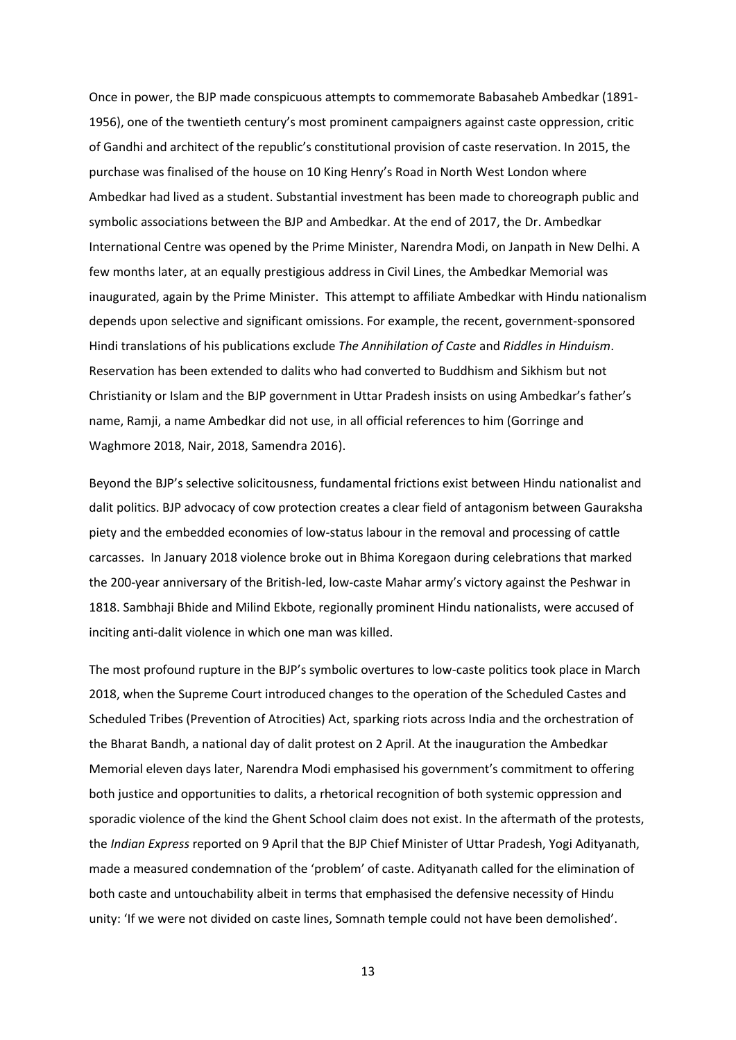Once in power, the BJP made conspicuous attempts to commemorate Babasaheb Ambedkar (1891-1956), one of the twentieth century's most prominent campaigners against caste oppression, critic of Gandhi and architect of the republic's constitutional provision of caste reservation. In 2015, the purchase was finalised of the house on 10 King Henry's Road in North West London where Ambedkar had lived as a student. Substantial investment has been made to choreograph public and symbolic associations between the BJP and Ambedkar. At the end of 2017, the Dr. Ambedkar International Centre was opened by the Prime Minister, Narendra Modi, on Janpath in New Delhi. A few months later, at an equally prestigious address in Civil Lines, the Ambedkar Memorial was inaugurated, again by the Prime Minister. This attempt to affiliate Ambedkar with Hindu nationalism depends upon selective and significant omissions. For example, the recent, government-sponsored Hindi translations of his publications exclude *The Annihilation of Caste* and *Riddles in Hinduism*. Reservation has been extended to dalits who had converted to Buddhism and Sikhism but not Christianity or Islam and the BJP government in Uttar Pradesh insists on using Ambedkar's father's name, Ramji, a name Ambedkar did not use, in all official references to him (Gorringe and Waghmore 2018, Nair, 2018, Samendra 2016).

Beyond the BJP's selective solicitousness, fundamental frictions exist between Hindu nationalist and dalit politics. BJP advocacy of cow protection creates a clear field of antagonism between Gauraksha piety and the embedded economies of low-status labour in the removal and processing of cattle carcasses. In January 2018 violence broke out in Bhima Koregaon during celebrations that marked the 200-year anniversary of the British-led, low-caste Mahar army's victory against the Peshwar in 1818. Sambhaji Bhide and Milind Ekbote, regionally prominent Hindu nationalists, were accused of inciting anti-dalit violence in which one man was killed.

The most profound rupture in the BJP's symbolic overtures to low-caste politics took place in March 2018, when the Supreme Court introduced changes to the operation of the Scheduled Castes and Scheduled Tribes (Prevention of Atrocities) Act, sparking riots across India and the orchestration of the Bharat Bandh, a national day of dalit protest on 2 April. At the inauguration the Ambedkar Memorial eleven days later, Narendra Modi emphasised his government's commitment to offering both justice and opportunities to dalits, a rhetorical recognition of both systemic oppression and sporadic violence of the kind the Ghent School claim does not exist. In the aftermath of the protests, the *Indian Express* reported on 9 April that the BJP Chief Minister of Uttar Pradesh, Yogi Adityanath, made a measured condemnation of the 'problem' of caste. Adityanath called for the elimination of both caste and untouchability albeit in terms that emphasised the defensive necessity of Hindu unity: 'If we were not divided on caste lines, Somnath temple could not have been demolished'.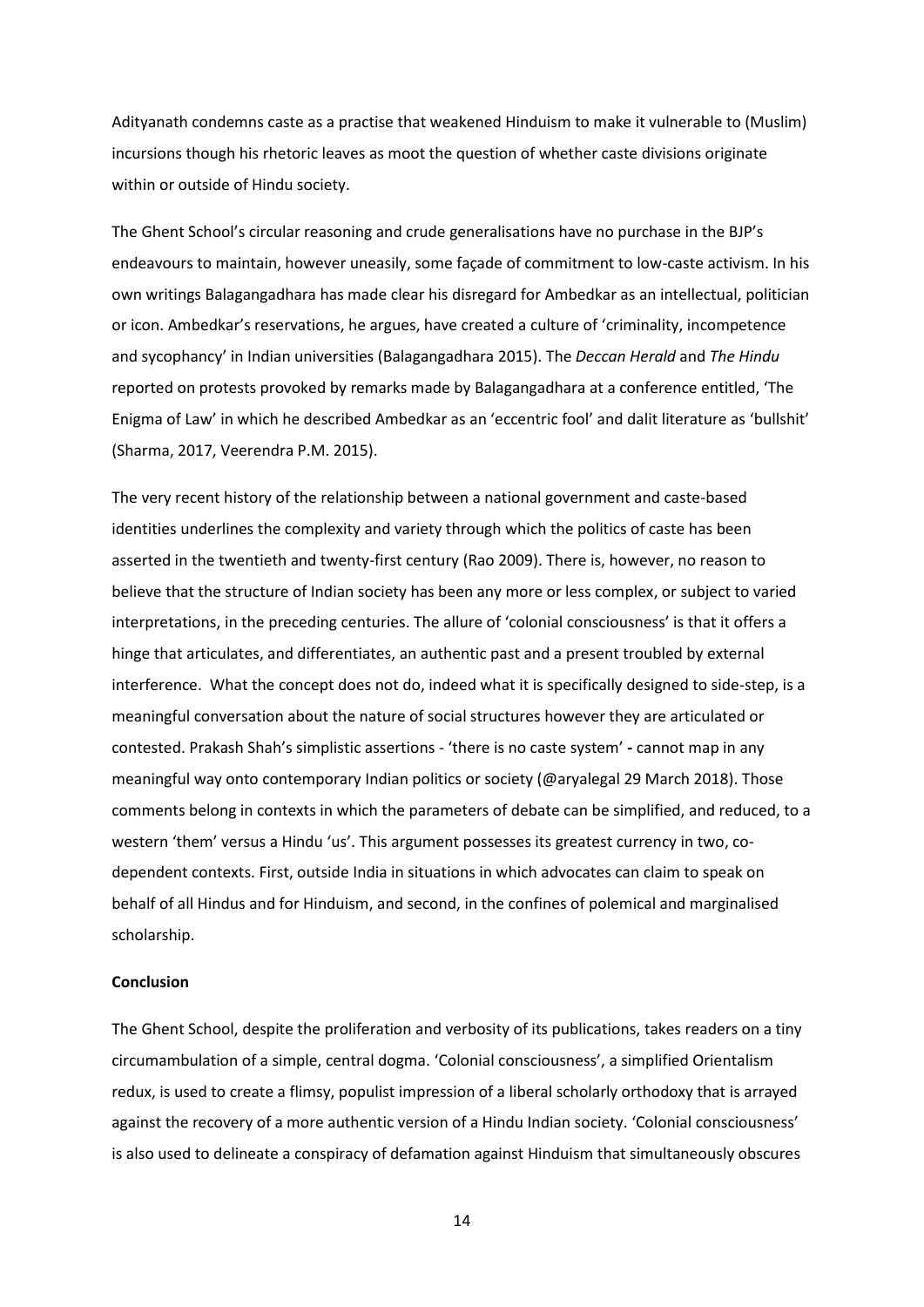Adityanath condemns caste as a practise that weakened Hinduism to make it vulnerable to (Muslim) incursions though his rhetoric leaves as moot the question of whether caste divisions originate within or outside of Hindu society.

The Ghent School's circular reasoning and crude generalisations have no purchase in the BJP's endeavours to maintain, however uneasily, some façade of commitment to low-caste activism. In his own writings Balagangadhara has made clear his disregard for Ambedkar as an intellectual, politician or icon. Ambedkar's reservations, he argues, have created a culture of 'criminality, incompetence and sycophancy' in Indian universities (Balagangadhara 2015). The *Deccan Herald* and *The Hindu* reported on protests provoked by remarks made by Balagangadhara at a conference entitled, 'The Enigma of Law' in which he described Ambedkar as an 'eccentric fool' and dalit literature as 'bullshit' (Sharma, 2017, Veerendra P.M. 2015).

The very recent history of the relationship between a national government and caste-based identities underlines the complexity and variety through which the politics of caste has been asserted in the twentieth and twenty-first century (Rao 2009). There is, however, no reason to believe that the structure of Indian society has been any more or less complex, or subject to varied interpretations, in the preceding centuries. The allure of 'colonial consciousness' is that it offers a hinge that articulates, and differentiates, an authentic past and a present troubled by external interference. What the concept does not do, indeed what it is specifically designed to side-step, is a meaningful conversation about the nature of social structures however they are articulated or contested. Prakash Shah's simplistic assertions - 'there is no caste system' **-** cannot map in any meaningful way onto contemporary Indian politics or society (@aryalegal 29 March 2018). Those comments belong in contexts in which the parameters of debate can be simplified, and reduced, to a western 'them' versus a Hindu 'us'. This argument possesses its greatest currency in two, co-dependent contexts. First, outside India in situations in which advocates can claim to speak on behalf of all Hindus and for Hinduism, and second, in the confines of polemical and marginalised scholarship.

**Conclusion**

The Ghent School, despite the proliferation and verbosity of its publications, takes readers on a tiny circumambulation of a simple, central dogma. 'Colonial consciousness', a simplified Orientalism redux, is used to create a flimsy, populist impression of a liberal scholarly orthodoxy that is arrayed against the recovery of a more authentic version of a Hindu Indian society. 'Colonial consciousness' is also used to delineate a conspiracy of defamation against Hinduism that simultaneously obscures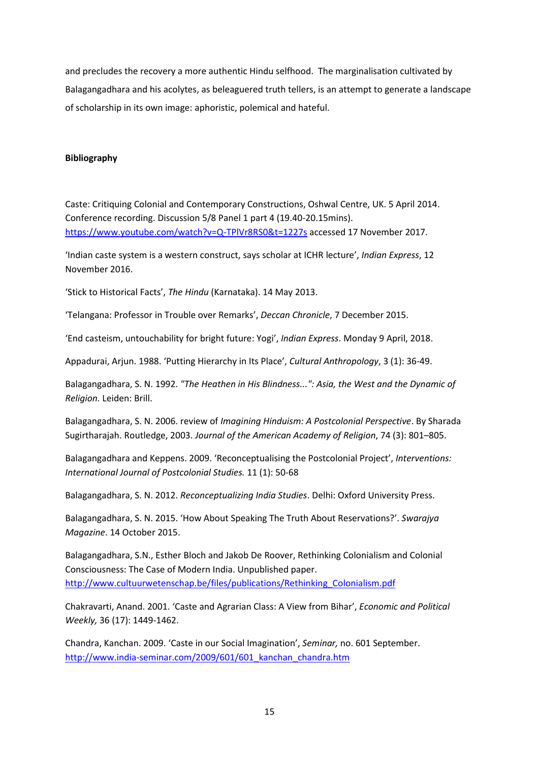and precludes the recovery a more authentic Hindu selfhood. The marginalisation cultivated by Balagangadhara and his acolytes, as beleaguered truth tellers, is an attempt to generate a landscape of scholarship in its own image: aphoristic, polemical and hateful.

**Bibliography**

Caste: Critiquing Colonial and Contemporary Constructions, Oshwal Centre, UK. 5 April 2014. Conference recording. Discussion 5/8 Panel 1 part 4 (19.40-20.15mins). https://www.youtube.com/watch?v=Q-TPlVr8RS0&t=1227s accessed 17 November 2017.

'Indian caste system is a western construct, says scholar at ICHR lecture', *Indian Express*, 12 November 2016.

'Stick to Historical Facts', *The Hindu* (Karnataka). 14 May 2013.

'Telangana: Professor in Trouble over Remarks', *Deccan Chronicle*, 7 December 2015.

'End casteism, untouchability for bright future: Yogi', *Indian Express*. Monday 9 April, 2018.

Appadurai, Arjun. 1988. 'Putting Hierarchy in Its Place', *Cultural Anthropology*, 3 (1): 36-49.

Balagangadhara, S. N. 1992. *"The Heathen in His Blindness...": Asia, the West and the Dynamic of Religion.* Leiden: Brill.

Balagangadhara, S. N. 2006. review of *Imagining Hinduism: A Postcolonial Perspective*. By Sharada Sugirtharajah. Routledge, 2003. *Journal of the American Academy of Religion*, 74 (3): 801–805.

Balagangadhara and Keppens. 2009. 'Reconceptualising the Postcolonial Project', *Interventions: International Journal of Postcolonial Studies.* 11 (1): 50-68

Balagangadhara, S. N. 2012. *Reconceptualizing India Studies*. Delhi: Oxford University Press.

Balagangadhara, S. N. 2015. 'How About Speaking The Truth About Reservations?'. *Swarajya Magazine*. 14 October 2015.

Balagangadhara, S.N., Esther Bloch and Jakob De Roover, Rethinking Colonialism and Colonial Consciousness: The Case of Modern India. Unpublished paper. http://www.cultuurwetenschap.be/files/publications/Rethinking_Colonialism.pdf

Chakravarti, Anand. 2001. 'Caste and Agrarian Class: A View from Bihar', *Economic and Political Weekly,* 36 (17): 1449-1462.

Chandra, Kanchan. 2009. 'Caste in our Social Imagination', *Seminar,* no. 601 September. http://www.india-seminar.com/2009/601/601_kanchan_chandra.htm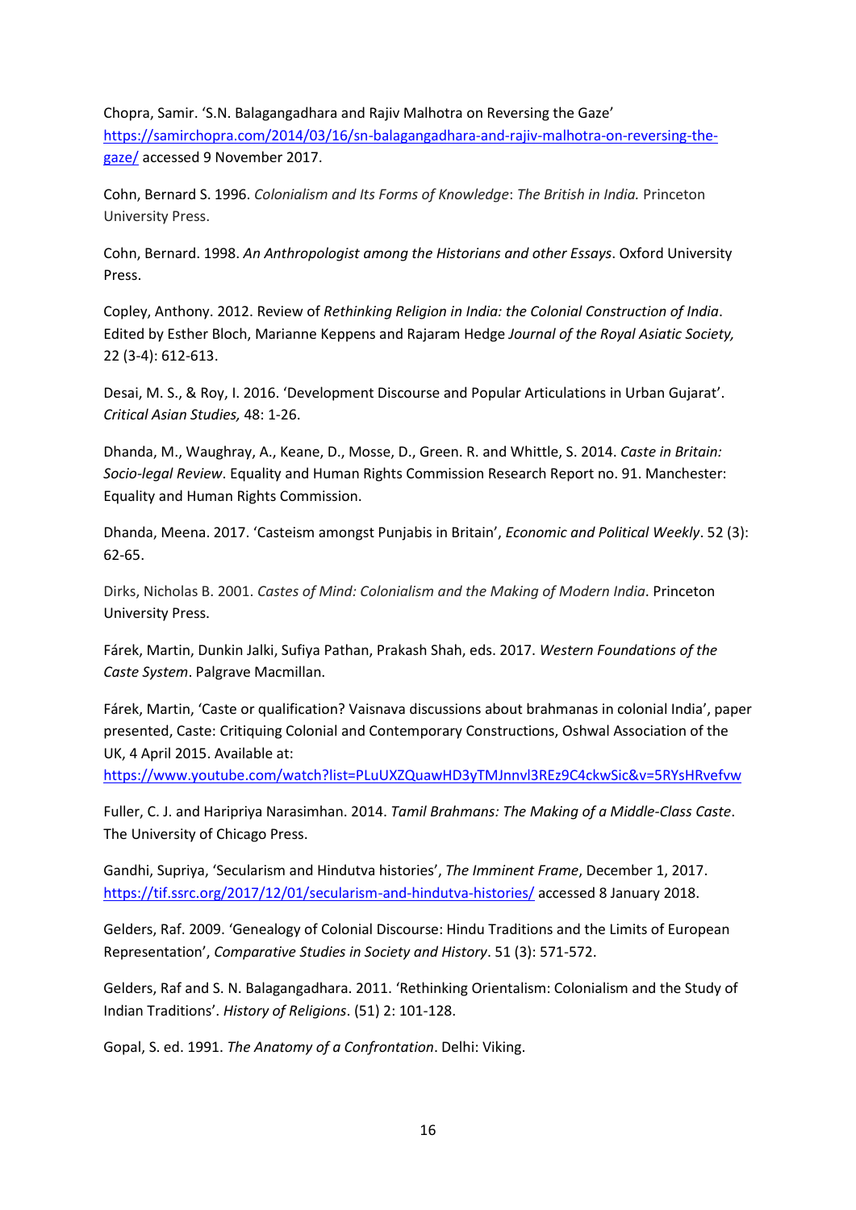Chopra, Samir. 'S.N. Balagangadhara and Rajiv Malhotra on Reversing the Gaze' https://samirchopra.com/2014/03/16/sn-balagangadhara-and-rajiv-malhotra-on-reversing-the-gaze/ accessed 9 November 2017.

Cohn, Bernard S. 1996. *Colonialism and Its Forms of Knowledge*: *The British in India.* Princeton University Press.

Cohn, Bernard. 1998. *An Anthropologist among the Historians and other Essays*. Oxford University Press.

Copley, Anthony. 2012. Review of *Rethinking Religion in India: the Colonial Construction of India*. Edited by Esther Bloch, Marianne Keppens and Rajaram Hedge *Journal of the Royal Asiatic Society,* 22 (3-4): 612-613.

Desai, M. S., & Roy, I. 2016. 'Development Discourse and Popular Articulations in Urban Gujarat'. *Critical Asian Studies,* 48: 1-26.

Dhanda, M., Waughray, A., Keane, D., Mosse, D., Green. R. and Whittle, S. 2014. *Caste in Britain: Socio-legal Review*. Equality and Human Rights Commission Research Report no. 91. Manchester: Equality and Human Rights Commission.

Dhanda, Meena. 2017. 'Casteism amongst Punjabis in Britain', *Economic and Political Weekly*. 52 (3): 62-65.

Dirks, Nicholas B. 2001. *Castes of Mind: Colonialism and the Making of Modern India*. Princeton University Press.

Fárek, Martin, Dunkin Jalki, Sufiya Pathan, Prakash Shah, eds. 2017. *Western Foundations of the Caste System*. Palgrave Macmillan.

Fárek, Martin, 'Caste or qualification? Vaisnava discussions about brahmanas in colonial India', paper presented, Caste: Critiquing Colonial and Contemporary Constructions, Oshwal Association of the UK, 4 April 2015. Available at: https://www.youtube.com/watch?list=PLuUXZQuawHD3yTMJnnvl3REz9C4ckwSic&v=5RYsHRvefvw

Fuller, C. J. and Haripriya Narasimhan. 2014. *Tamil Brahmans: The Making of a Middle-Class Caste*. The University of Chicago Press.

Gandhi, Supriya, 'Secularism and Hindutva histories', *The Imminent Frame*, December 1, 2017. https://tif.ssrc.org/2017/12/01/secularism-and-hindutva-histories/ accessed 8 January 2018.

Gelders, Raf. 2009. 'Genealogy of Colonial Discourse: Hindu Traditions and the Limits of European Representation', *Comparative Studies in Society and History*. 51 (3): 571-572.

Gelders, Raf and S. N. Balagangadhara. 2011. 'Rethinking Orientalism: Colonialism and the Study of Indian Traditions'. *History of Religions*. (51) 2: 101-128.

Gopal, S. ed. 1991. *The Anatomy of a Confrontation*. Delhi: Viking.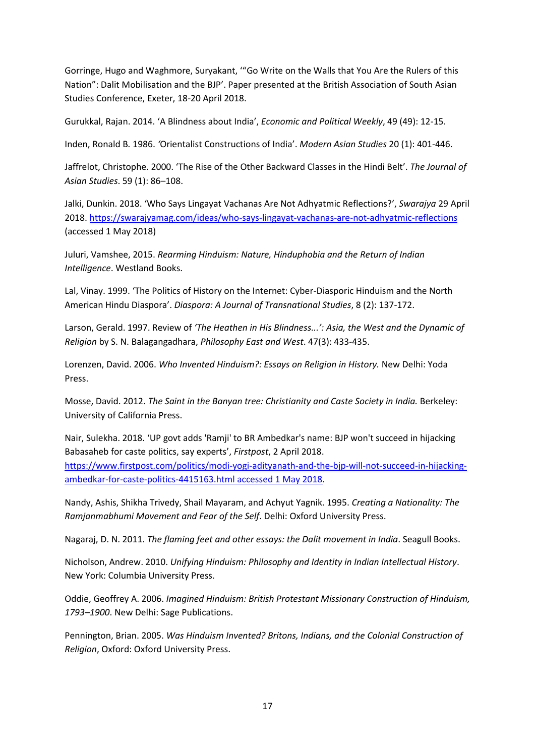Gorringe, Hugo and Waghmore, Suryakant, '"Go Write on the Walls that You Are the Rulers of this Nation": Dalit Mobilisation and the BJP'. Paper presented at the British Association of South Asian Studies Conference, Exeter, 18-20 April 2018.

Gurukkal, Rajan. 2014. 'A Blindness about India', *Economic and Political Weekly*, 49 (49): 12-15.

Inden, Ronald B. 1986. 'Orientalist Constructions of India'. *Modern Asian Studies* 20 (1): 401-446.

Jaffrelot, Christophe. 2000. 'The Rise of the Other Backward Classes in the Hindi Belt'. *The Journal of Asian Studies*. 59 (1): 86–108.

Jalki, Dunkin. 2018. 'Who Says Lingayat Vachanas Are Not Adhyatmic Reflections?', *Swarajya* 29 April 2018. https://swarajyamag.com/ideas/who-says-lingayat-vachanas-are-not-adhyatmic-reflections (accessed 1 May 2018)

Juluri, Vamshee, 2015. *Rearming Hinduism: Nature, Hinduphobia and the Return of Indian Intelligence*. Westland Books.

Lal, Vinay. 1999. 'The Politics of History on the Internet: Cyber-Diasporic Hinduism and the North American Hindu Diaspora'. *Diaspora: A Journal of Transnational Studies*, 8 (2): 137-172.

Larson, Gerald. 1997. Review of *'The Heathen in His Blindness...': Asia, the West and the Dynamic of Religion* by S. N. Balagangadhara, *Philosophy East and West*. 47(3): 433-435.

Lorenzen, David. 2006. *Who Invented Hinduism?: Essays on Religion in History.* New Delhi: Yoda Press.

Mosse, David. 2012. *The Saint in the Banyan tree: Christianity and Caste Society in India.* Berkeley: University of California Press.

Nair, Sulekha. 2018. 'UP govt adds 'Ramji' to BR Ambedkar's name: BJP won't succeed in hijacking Babasaheb for caste politics, say experts', *Firstpost*, 2 April 2018. https://www.firstpost.com/politics/modi-yogi-adityanath-and-the-bjp-will-not-succeed-in-hijacking-ambedkar-for-caste-politics-4415163.html accessed 1 May 2018.

Nandy, Ashis, Shikha Trivedy, Shail Mayaram, and Achyut Yagnik. 1995. *Creating a Nationality: The Ramjanmabhumi Movement and Fear of the Self*. Delhi: Oxford University Press.

Nagaraj, D. N. 2011. *The flaming feet and other essays: the Dalit movement in India*. Seagull Books.

Nicholson, Andrew. 2010. *Unifying Hinduism: Philosophy and Identity in Indian Intellectual History*. New York: Columbia University Press.

Oddie, Geoffrey A. 2006. *Imagined Hinduism: British Protestant Missionary Construction of Hinduism, 1793–1900*. New Delhi: Sage Publications.

Pennington, Brian. 2005. *Was Hinduism Invented? Britons, Indians, and the Colonial Construction of Religion*, Oxford: Oxford University Press.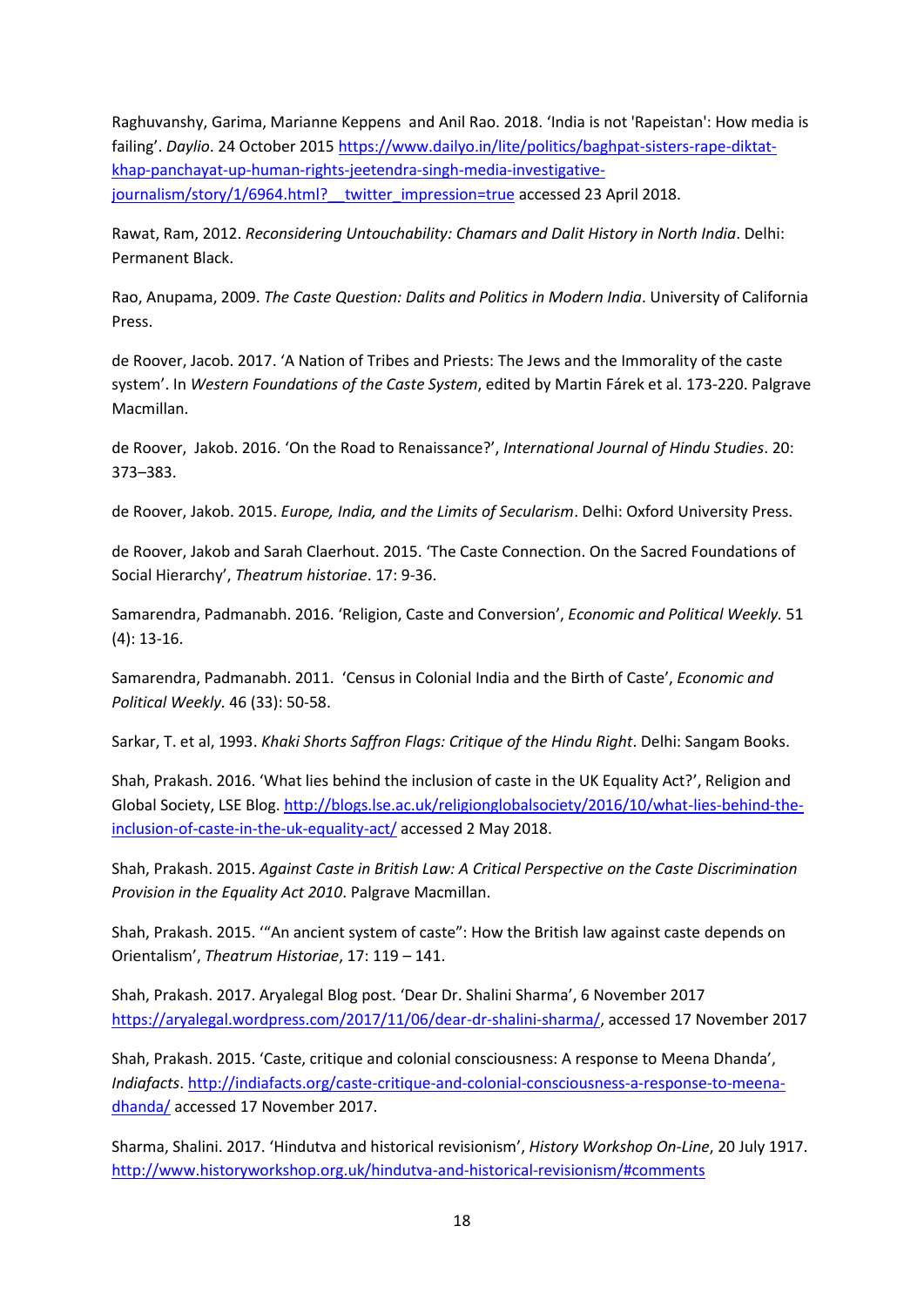Raghuvanshy, Garima, Marianne Keppens and Anil Rao. 2018. 'India is not 'Rapeistan': How media is failing'. *Daylio*. 24 October 2015 https://www.dailyo.in/lite/politics/baghpat-sisters-rape-diktat-khap-panchayat-up-human-rights-jeetendra-singh-media-investigative-journalism/story/1/6964.html?__twitter_impression=true accessed 23 April 2018.

Rawat, Ram, 2012. *Reconsidering Untouchability: Chamars and Dalit History in North India*. Delhi: Permanent Black.

Rao, Anupama, 2009. *The Caste Question: Dalits and Politics in Modern India*. University of California Press.

de Roover, Jacob. 2017. 'A Nation of Tribes and Priests: The Jews and the Immorality of the caste system'. In *Western Foundations of the Caste System*, edited by Martin Fárek et al. 173-220. Palgrave Macmillan.

de Roover, Jakob. 2016. 'On the Road to Renaissance?', *International Journal of Hindu Studies*. 20: 373–383.

de Roover, Jakob. 2015. *Europe, India, and the Limits of Secularism*. Delhi: Oxford University Press.

de Roover, Jakob and Sarah Claerhout. 2015. 'The Caste Connection. On the Sacred Foundations of Social Hierarchy', *Theatrum historiae*. 17: 9-36.

Samarendra, Padmanabh. 2016. 'Religion, Caste and Conversion', *Economic and Political Weekly.* 51 (4): 13-16.

Samarendra, Padmanabh. 2011. 'Census in Colonial India and the Birth of Caste', *Economic and Political Weekly*. 46 (33): 50-58.

Sarkar, T. et al, 1993. *Khaki Shorts Saffron Flags: Critique of the Hindu Right*. Delhi: Sangam Books.

Shah, Prakash. 2016. 'What lies behind the inclusion of caste in the UK Equality Act?', Religion and Global Society, LSE Blog. http://blogs.lse.ac.uk/religionglobalsociety/2016/10/what-lies-behind-the-inclusion-of-caste-in-the-uk-equality-act/ accessed 2 May 2018.

Shah, Prakash. 2015. *Against Caste in British Law: A Critical Perspective on the Caste Discrimination Provision in the Equality Act 2010*. Palgrave Macmillan.

Shah, Prakash. 2015. '"An ancient system of caste": How the British law against caste depends on Orientalism', *Theatrum Historiae*, 17: 119 – 141.

Shah, Prakash. 2017. Aryalegal Blog post. 'Dear Dr. Shalini Sharma', 6 November 2017 https://aryalegal.wordpress.com/2017/11/06/dear-dr-shalini-sharma/, accessed 17 November 2017

Shah, Prakash. 2015. 'Caste, critique and colonial consciousness: A response to Meena Dhanda', *Indiafacts*. http://indiafacts.org/caste-critique-and-colonial-consciousness-a-response-to-meena-dhanda/ accessed 17 November 2017.

Sharma, Shalini. 2017. 'Hindutva and historical revisionism', *History Workshop On-Line*, 20 July 1917. http://www.historyworkshop.org.uk/hindutva-and-historical-revisionism/#comments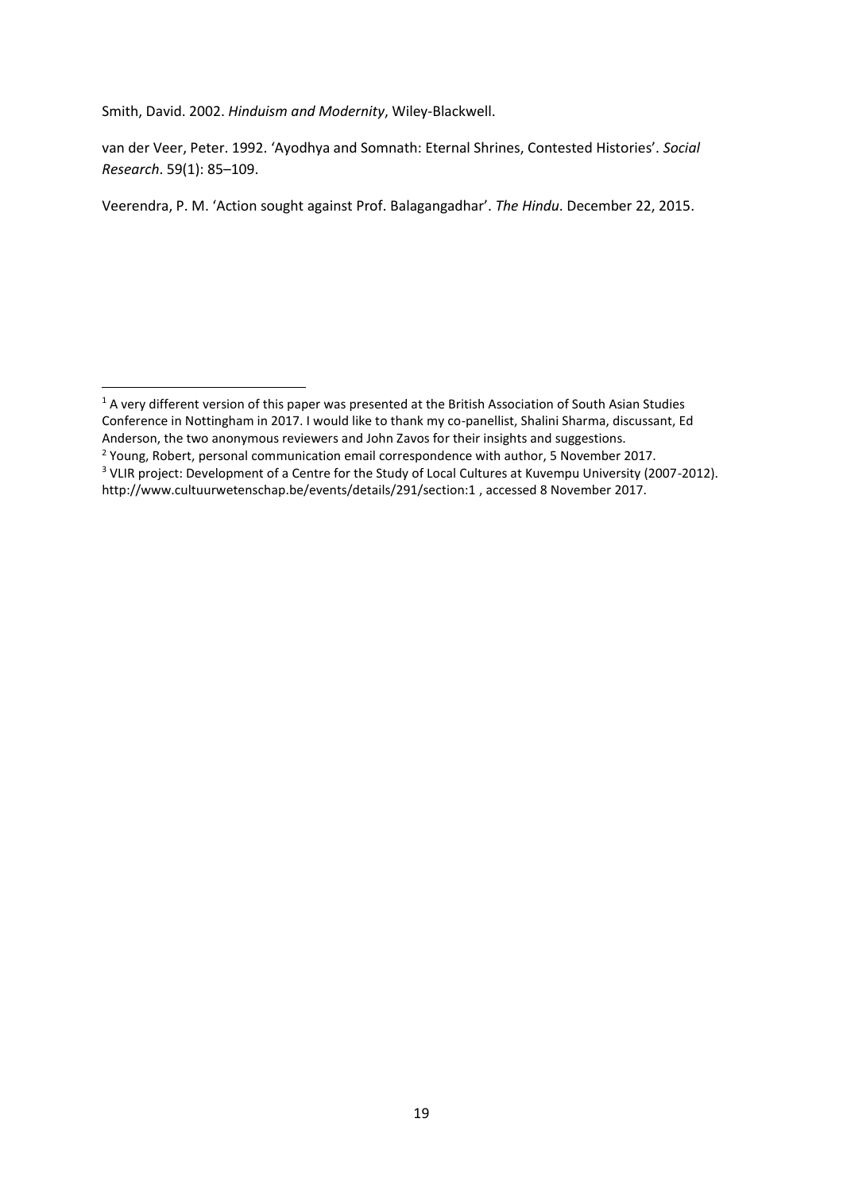Smith, David. 2002. *Hinduism and Modernity*, Wiley-Blackwell.

van der Veer, Peter. 1992. 'Ayodhya and Somnath: Eternal Shrines, Contested Histories'. *Social Research*. 59(1): 85–109.

Veerendra, P. M. 'Action sought against Prof. Balagangadhar'. *The Hindu*. December 22, 2015.

---

[1] A very different version of this paper was presented at the British Association of South Asian Studies Conference in Nottingham in 2017. I would like to thank my co-panellist, Shalini Sharma, discussant, Ed Anderson, the two anonymous reviewers and John Zavos for their insights and suggestions.

[2] Young, Robert, personal communication email correspondence with author, 5 November 2017.

[3] VLIR project: Development of a Centre for the Study of Local Cultures at Kuvempu University (2007-2012). http://www.cultuurwetenschap.be/events/details/291/section:1 , accessed 8 November 2017.